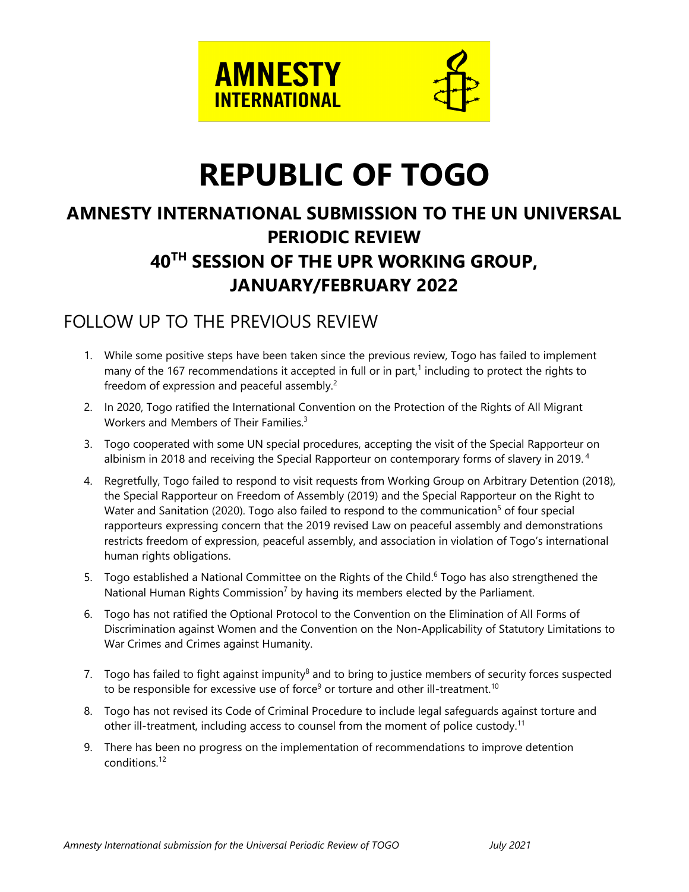# REPUBLIC OF TOGO

## AMNESTY INTERNATIONAL SUBMISSION TO THE UN UNIVERSAL PERIODIC REVIEW

## 40TH SESSION OF THE UPR WORKING GROUP, JANUARY/FEBRUARY 2022

## FOLLOW UP TO THE PREVIOUS REVIEW

1. While some positive steps have been taken since the previous review, Togo has failed to implement many of the 167 recommendations it accepted in full or in part,[1] including to protect the rights to freedom of expression and peaceful assembly.[2]
2. In 2020, Togo ratified the International Convention on the Protection of the Rights of All Migrant Workers and Members of Their Families.[3]
3. Togo cooperated with some UN special procedures, accepting the visit of the Special Rapporteur on albinism in 2018 and receiving the Special Rapporteur on contemporary forms of slavery in 2019.[4]
4. Regretfully, Togo failed to respond to visit requests from Working Group on Arbitrary Detention (2018), the Special Rapporteur on Freedom of Assembly (2019) and the Special Rapporteur on the Right to Water and Sanitation (2020). Togo also failed to respond to the communication[5] of four special rapporteurs expressing concern that the 2019 revised Law on peaceful assembly and demonstrations restricts freedom of expression, peaceful assembly, and association in violation of Togo's international human rights obligations.
5. Togo established a National Committee on the Rights of the Child.[6] Togo has also strengthened the National Human Rights Commission[7] by having its members elected by the Parliament.
6. Togo has not ratified the Optional Protocol to the Convention on the Elimination of All Forms of Discrimination against Women and the Convention on the Non-Applicability of Statutory Limitations to War Crimes and Crimes against Humanity.
7. Togo has failed to fight against impunity[8] and to bring to justice members of security forces suspected to be responsible for excessive use of force[9] or torture and other ill-treatment.[10]
8. Togo has not revised its Code of Criminal Procedure to include legal safeguards against torture and other ill-treatment, including access to counsel from the moment of police custody.[11]
9. There has been no progress on the implementation of recommendations to improve detention conditions.[12]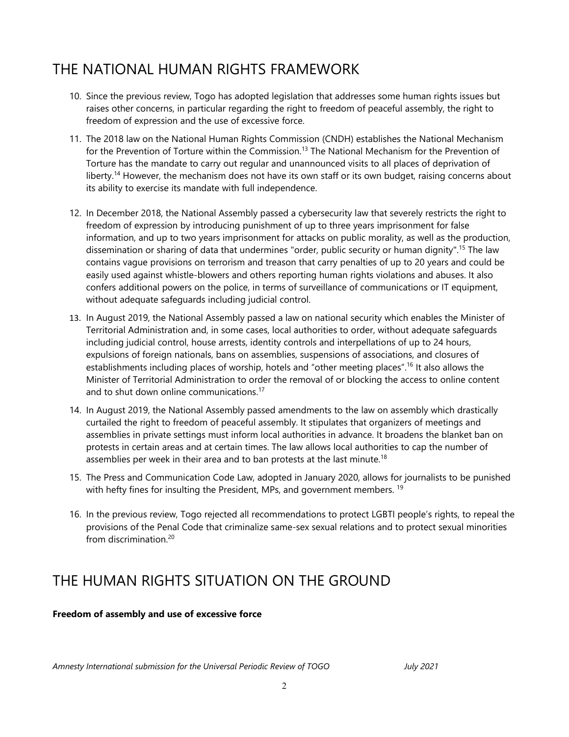## THE NATIONAL HUMAN RIGHTS FRAMEWORK

10. Since the previous review, Togo has adopted legislation that addresses some human rights issues but raises other concerns, in particular regarding the right to freedom of peaceful assembly, the right to freedom of expression and the use of excessive force.

11. The 2018 law on the National Human Rights Commission (CNDH) establishes the National Mechanism for the Prevention of Torture within the Commission.[13] The National Mechanism for the Prevention of Torture has the mandate to carry out regular and unannounced visits to all places of deprivation of liberty.[14] However, the mechanism does not have its own staff or its own budget, raising concerns about its ability to exercise its mandate with full independence.

12. In December 2018, the National Assembly passed a cybersecurity law that severely restricts the right to freedom of expression by introducing punishment of up to three years imprisonment for false information, and up to two years imprisonment for attacks on public morality, as well as the production, dissemination or sharing of data that undermines "order, public security or human dignity".[15] The law contains vague provisions on terrorism and treason that carry penalties of up to 20 years and could be easily used against whistle-blowers and others reporting human rights violations and abuses. It also confers additional powers on the police, in terms of surveillance of communications or IT equipment, without adequate safeguards including judicial control.

13. In August 2019, the National Assembly passed a law on national security which enables the Minister of Territorial Administration and, in some cases, local authorities to order, without adequate safeguards including judicial control, house arrests, identity controls and interpellations of up to 24 hours, expulsions of foreign nationals, bans on assemblies, suspensions of associations, and closures of establishments including places of worship, hotels and "other meeting places".[16] It also allows the Minister of Territorial Administration to order the removal of or blocking the access to online content and to shut down online communications.[17]

14. In August 2019, the National Assembly passed amendments to the law on assembly which drastically curtailed the right to freedom of peaceful assembly. It stipulates that organizers of meetings and assemblies in private settings must inform local authorities in advance. It broadens the blanket ban on protests in certain areas and at certain times. The law allows local authorities to cap the number of assemblies per week in their area and to ban protests at the last minute.[18]

15. The Press and Communication Code Law, adopted in January 2020, allows for journalists to be punished with hefty fines for insulting the President, MPs, and government members.[19]

16. In the previous review, Togo rejected all recommendations to protect LGBTI people's rights, to repeal the provisions of the Penal Code that criminalize same-sex sexual relations and to protect sexual minorities from discrimination.[20]

## THE HUMAN RIGHTS SITUATION ON THE GROUND

**Freedom of assembly and use of excessive force**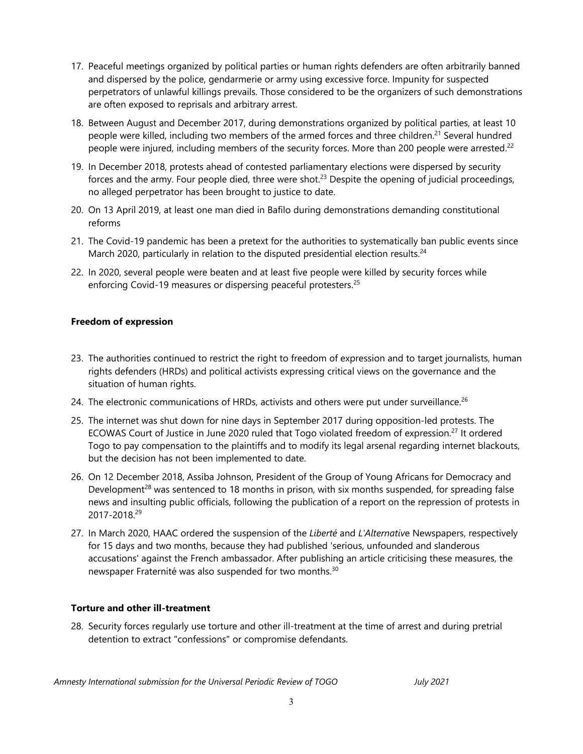17. Peaceful meetings organized by political parties or human rights defenders are often arbitrarily banned and dispersed by the police, gendarmerie or army using excessive force. Impunity for suspected perpetrators of unlawful killings prevails. Those considered to be the organizers of such demonstrations are often exposed to reprisals and arbitrary arrest.

18. Between August and December 2017, during demonstrations organized by political parties, at least 10 people were killed, including two members of the armed forces and three children.[21] Several hundred people were injured, including members of the security forces. More than 200 people were arrested.[22]

19. In December 2018, protests ahead of contested parliamentary elections were dispersed by security forces and the army. Four people died, three were shot.[23] Despite the opening of judicial proceedings, no alleged perpetrator has been brought to justice to date.

20. On 13 April 2019, at least one man died in Bafilo during demonstrations demanding constitutional reforms

21. The Covid-19 pandemic has been a pretext for the authorities to systematically ban public events since March 2020, particularly in relation to the disputed presidential election results.[24]

22. In 2020, several people were beaten and at least five people were killed by security forces while enforcing Covid-19 measures or dispersing peaceful protesters.[25]

**Freedom of expression**

23. The authorities continued to restrict the right to freedom of expression and to target journalists, human rights defenders (HRDs) and political activists expressing critical views on the governance and the situation of human rights.

24. The electronic communications of HRDs, activists and others were put under surveillance.[26]

25. The internet was shut down for nine days in September 2017 during opposition-led protests. The ECOWAS Court of Justice in June 2020 ruled that Togo violated freedom of expression.[27] It ordered Togo to pay compensation to the plaintiffs and to modify its legal arsenal regarding internet blackouts, but the decision has not been implemented to date.

26. On 12 December 2018, Assiba Johnson, President of the Group of Young Africans for Democracy and Development[28] was sentenced to 18 months in prison, with six months suspended, for spreading false news and insulting public officials, following the publication of a report on the repression of protests in 2017-2018.[29]

27. In March 2020, HAAC ordered the suspension of the *Liberté* and *L'Alternative* Newspapers, respectively for 15 days and two months, because they had published 'serious, unfounded and slanderous accusations' against the French ambassador. After publishing an article criticising these measures, the newspaper Fraternité was also suspended for two months.[30]

**Torture and other ill-treatment**

28. Security forces regularly use torture and other ill-treatment at the time of arrest and during pretrial detention to extract "confessions" or compromise defendants.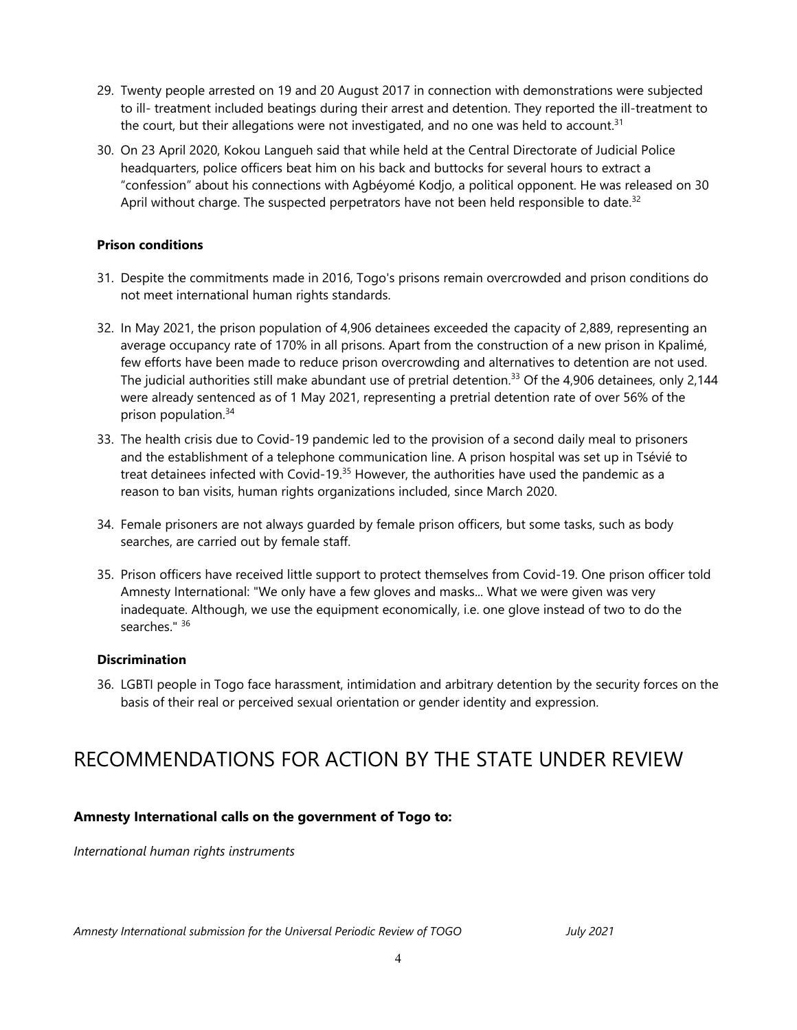29. Twenty people arrested on 19 and 20 August 2017 in connection with demonstrations were subjected to ill- treatment included beatings during their arrest and detention. They reported the ill-treatment to the court, but their allegations were not investigated, and no one was held to account.[31]

30. On 23 April 2020, Kokou Langueh said that while held at the Central Directorate of Judicial Police headquarters, police officers beat him on his back and buttocks for several hours to extract a "confession" about his connections with Agbéyomé Kodjo, a political opponent. He was released on 30 April without charge. The suspected perpetrators have not been held responsible to date.[32]

#### Prison conditions

31. Despite the commitments made in 2016, Togo's prisons remain overcrowded and prison conditions do not meet international human rights standards.

32. In May 2021, the prison population of 4,906 detainees exceeded the capacity of 2,889, representing an average occupancy rate of 170% in all prisons. Apart from the construction of a new prison in Kpalimé, few efforts have been made to reduce prison overcrowding and alternatives to detention are not used. The judicial authorities still make abundant use of pretrial detention.[33] Of the 4,906 detainees, only 2,144 were already sentenced as of 1 May 2021, representing a pretrial detention rate of over 56% of the prison population.[34]

33. The health crisis due to Covid-19 pandemic led to the provision of a second daily meal to prisoners and the establishment of a telephone communication line. A prison hospital was set up in Tsévié to treat detainees infected with Covid-19.[35] However, the authorities have used the pandemic as a reason to ban visits, human rights organizations included, since March 2020.

34. Female prisoners are not always guarded by female prison officers, but some tasks, such as body searches, are carried out by female staff.

35. Prison officers have received little support to protect themselves from Covid-19. One prison officer told Amnesty International: "We only have a few gloves and masks... What we were given was very inadequate. Although, we use the equipment economically, i.e. one glove instead of two to do the searches." [36]

#### Discrimination

36. LGBTI people in Togo face harassment, intimidation and arbitrary detention by the security forces on the basis of their real or perceived sexual orientation or gender identity and expression.

# RECOMMENDATIONS FOR ACTION BY THE STATE UNDER REVIEW

### Amnesty International calls on the government of Togo to:

*International human rights instruments*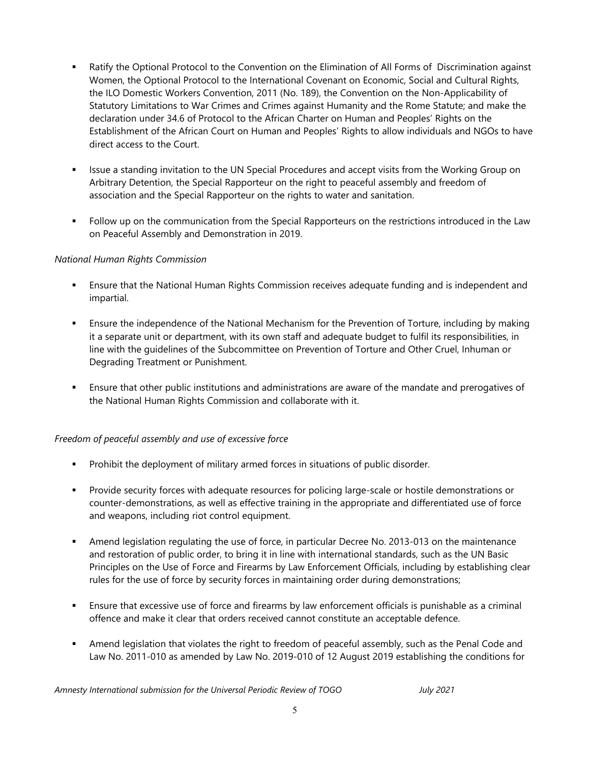- Ratify the Optional Protocol to the Convention on the Elimination of All Forms of Discrimination against Women, the Optional Protocol to the International Covenant on Economic, Social and Cultural Rights, the ILO Domestic Workers Convention, 2011 (No. 189), the Convention on the Non-Applicability of Statutory Limitations to War Crimes and Crimes against Humanity and the Rome Statute; and make the declaration under 34.6 of Protocol to the African Charter on Human and Peoples' Rights on the Establishment of the African Court on Human and Peoples' Rights to allow individuals and NGOs to have direct access to the Court.

- Issue a standing invitation to the UN Special Procedures and accept visits from the Working Group on Arbitrary Detention, the Special Rapporteur on the right to peaceful assembly and freedom of association and the Special Rapporteur on the rights to water and sanitation.

- Follow up on the communication from the Special Rapporteurs on the restrictions introduced in the Law on Peaceful Assembly and Demonstration in 2019.

*National Human Rights Commission*

- Ensure that the National Human Rights Commission receives adequate funding and is independent and impartial.

- Ensure the independence of the National Mechanism for the Prevention of Torture, including by making it a separate unit or department, with its own staff and adequate budget to fulfil its responsibilities, in line with the guidelines of the Subcommittee on Prevention of Torture and Other Cruel, Inhuman or Degrading Treatment or Punishment.

- Ensure that other public institutions and administrations are aware of the mandate and prerogatives of the National Human Rights Commission and collaborate with it.

*Freedom of peaceful assembly and use of excessive force*

- Prohibit the deployment of military armed forces in situations of public disorder.

- Provide security forces with adequate resources for policing large-scale or hostile demonstrations or counter-demonstrations, as well as effective training in the appropriate and differentiated use of force and weapons, including riot control equipment.

- Amend legislation regulating the use of force, in particular Decree No. 2013-013 on the maintenance and restoration of public order, to bring it in line with international standards, such as the UN Basic Principles on the Use of Force and Firearms by Law Enforcement Officials, including by establishing clear rules for the use of force by security forces in maintaining order during demonstrations;

- Ensure that excessive use of force and firearms by law enforcement officials is punishable as a criminal offence and make it clear that orders received cannot constitute an acceptable defence.

- Amend legislation that violates the right to freedom of peaceful assembly, such as the Penal Code and Law No. 2011-010 as amended by Law No. 2019-010 of 12 August 2019 establishing the conditions for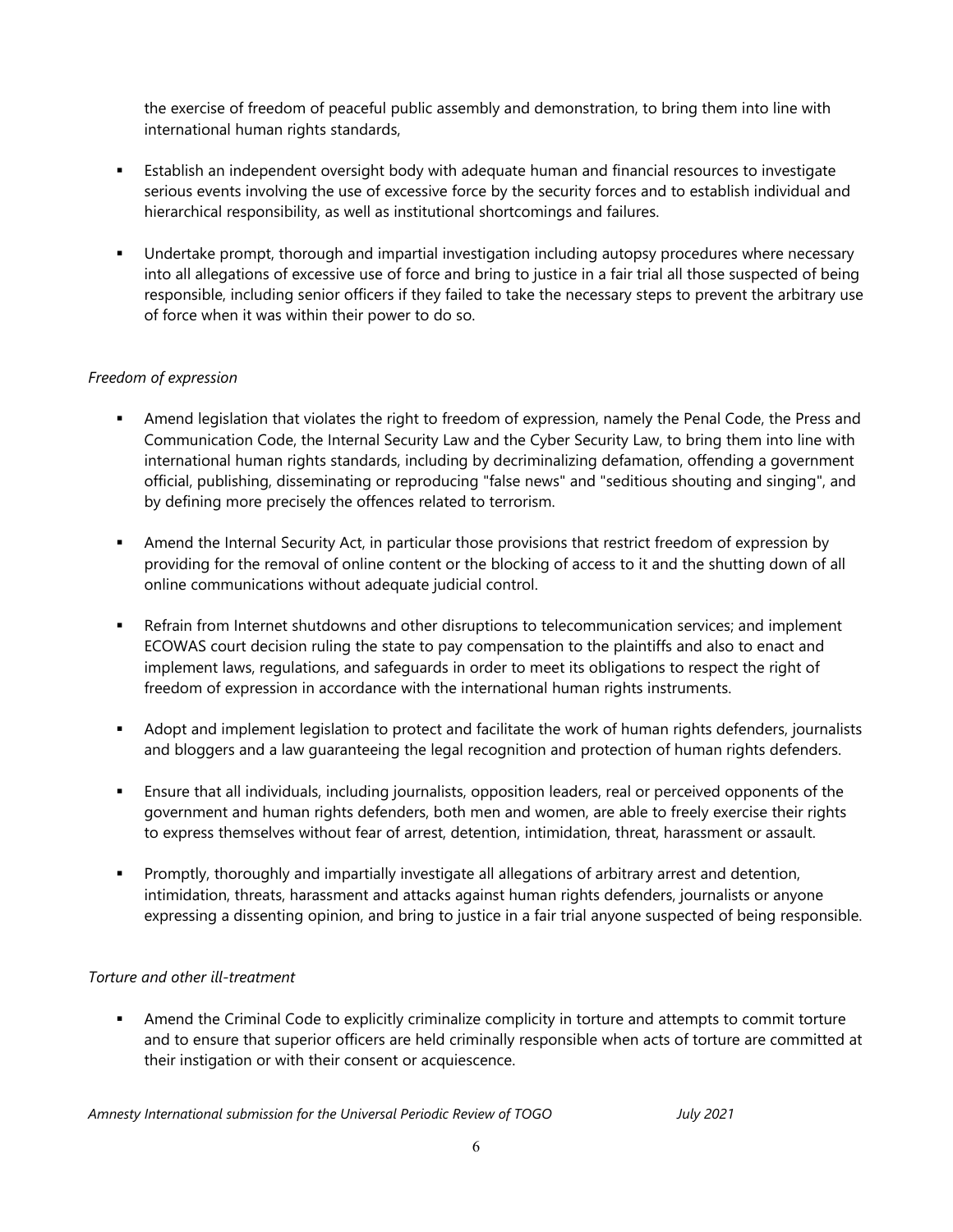the exercise of freedom of peaceful public assembly and demonstration, to bring them into line with international human rights standards,

- Establish an independent oversight body with adequate human and financial resources to investigate serious events involving the use of excessive force by the security forces and to establish individual and hierarchical responsibility, as well as institutional shortcomings and failures.

- Undertake prompt, thorough and impartial investigation including autopsy procedures where necessary into all allegations of excessive use of force and bring to justice in a fair trial all those suspected of being responsible, including senior officers if they failed to take the necessary steps to prevent the arbitrary use of force when it was within their power to do so.

*Freedom of expression*

- Amend legislation that violates the right to freedom of expression, namely the Penal Code, the Press and Communication Code, the Internal Security Law and the Cyber Security Law, to bring them into line with international human rights standards, including by decriminalizing defamation, offending a government official, publishing, disseminating or reproducing "false news" and "seditious shouting and singing", and by defining more precisely the offences related to terrorism.

- Amend the Internal Security Act, in particular those provisions that restrict freedom of expression by providing for the removal of online content or the blocking of access to it and the shutting down of all online communications without adequate judicial control.

- Refrain from Internet shutdowns and other disruptions to telecommunication services; and implement ECOWAS court decision ruling the state to pay compensation to the plaintiffs and also to enact and implement laws, regulations, and safeguards in order to meet its obligations to respect the right of freedom of expression in accordance with the international human rights instruments.

- Adopt and implement legislation to protect and facilitate the work of human rights defenders, journalists and bloggers and a law guaranteeing the legal recognition and protection of human rights defenders.

- Ensure that all individuals, including journalists, opposition leaders, real or perceived opponents of the government and human rights defenders, both men and women, are able to freely exercise their rights to express themselves without fear of arrest, detention, intimidation, threat, harassment or assault.

- Promptly, thoroughly and impartially investigate all allegations of arbitrary arrest and detention, intimidation, threats, harassment and attacks against human rights defenders, journalists or anyone expressing a dissenting opinion, and bring to justice in a fair trial anyone suspected of being responsible.

*Torture and other ill-treatment*

- Amend the Criminal Code to explicitly criminalize complicity in torture and attempts to commit torture and to ensure that superior officers are held criminally responsible when acts of torture are committed at their instigation or with their consent or acquiescence.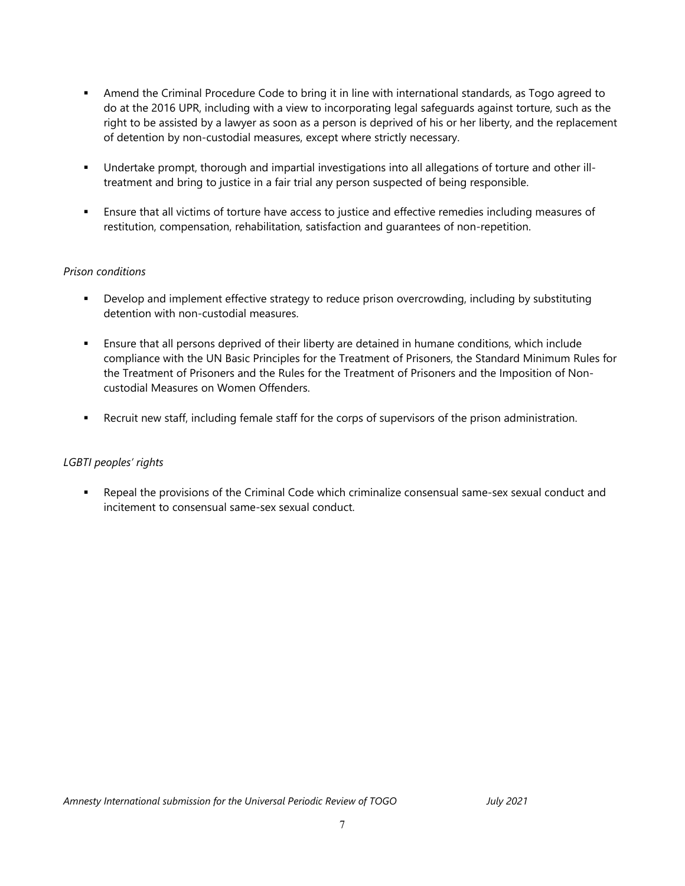- Amend the Criminal Procedure Code to bring it in line with international standards, as Togo agreed to do at the 2016 UPR, including with a view to incorporating legal safeguards against torture, such as the right to be assisted by a lawyer as soon as a person is deprived of his or her liberty, and the replacement of detention by non-custodial measures, except where strictly necessary.

- Undertake prompt, thorough and impartial investigations into all allegations of torture and other ill-treatment and bring to justice in a fair trial any person suspected of being responsible.

- Ensure that all victims of torture have access to justice and effective remedies including measures of restitution, compensation, rehabilitation, satisfaction and guarantees of non-repetition.

*Prison conditions*

- Develop and implement effective strategy to reduce prison overcrowding, including by substituting detention with non-custodial measures.

- Ensure that all persons deprived of their liberty are detained in humane conditions, which include compliance with the UN Basic Principles for the Treatment of Prisoners, the Standard Minimum Rules for the Treatment of Prisoners and the Rules for the Treatment of Prisoners and the Imposition of Non-custodial Measures on Women Offenders.

- Recruit new staff, including female staff for the corps of supervisors of the prison administration.

*LGBTI peoples' rights*

- Repeal the provisions of the Criminal Code which criminalize consensual same-sex sexual conduct and incitement to consensual same-sex sexual conduct.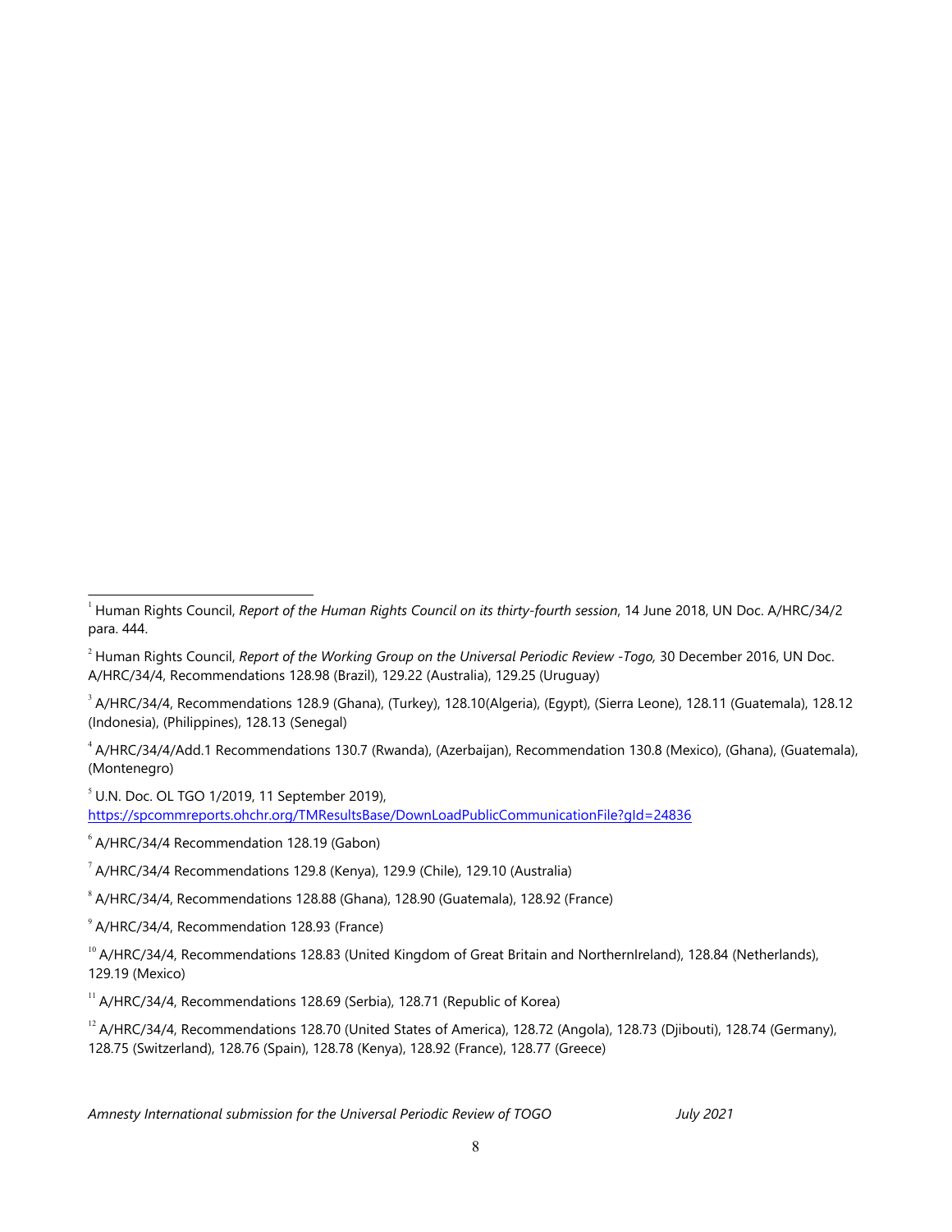[1] Human Rights Council, *Report of the Human Rights Council on its thirty-fourth session*, 14 June 2018, UN Doc. A/HRC/34/2 para. 444.

[2] Human Rights Council, *Report of the Working Group on the Universal Periodic Review -Togo,* 30 December 2016, UN Doc. A/HRC/34/4, Recommendations 128.98 (Brazil), 129.22 (Australia), 129.25 (Uruguay)

[3] A/HRC/34/4, Recommendations 128.9 (Ghana), (Turkey), 128.10(Algeria), (Egypt), (Sierra Leone), 128.11 (Guatemala), 128.12 (Indonesia), (Philippines), 128.13 (Senegal)

[4] A/HRC/34/4/Add.1 Recommendations 130.7 (Rwanda), (Azerbaijan), Recommendation 130.8 (Mexico), (Ghana), (Guatemala), (Montenegro)

[5] U.N. Doc. OL TGO 1/2019, 11 September 2019), https://spcommreports.ohchr.org/TMResultsBase/DownLoadPublicCommunicationFile?gId=24836

[6] A/HRC/34/4 Recommendation 128.19 (Gabon)

[7] A/HRC/34/4 Recommendations 129.8 (Kenya), 129.9 (Chile), 129.10 (Australia)

[8] A/HRC/34/4, Recommendations 128.88 (Ghana), 128.90 (Guatemala), 128.92 (France)

[9] A/HRC/34/4, Recommendation 128.93 (France)

[10] A/HRC/34/4, Recommendations 128.83 (United Kingdom of Great Britain and NorthernIreland), 128.84 (Netherlands), 129.19 (Mexico)

[11] A/HRC/34/4, Recommendations 128.69 (Serbia), 128.71 (Republic of Korea)

[12] A/HRC/34/4, Recommendations 128.70 (United States of America), 128.72 (Angola), 128.73 (Djibouti), 128.74 (Germany), 128.75 (Switzerland), 128.76 (Spain), 128.78 (Kenya), 128.92 (France), 128.77 (Greece)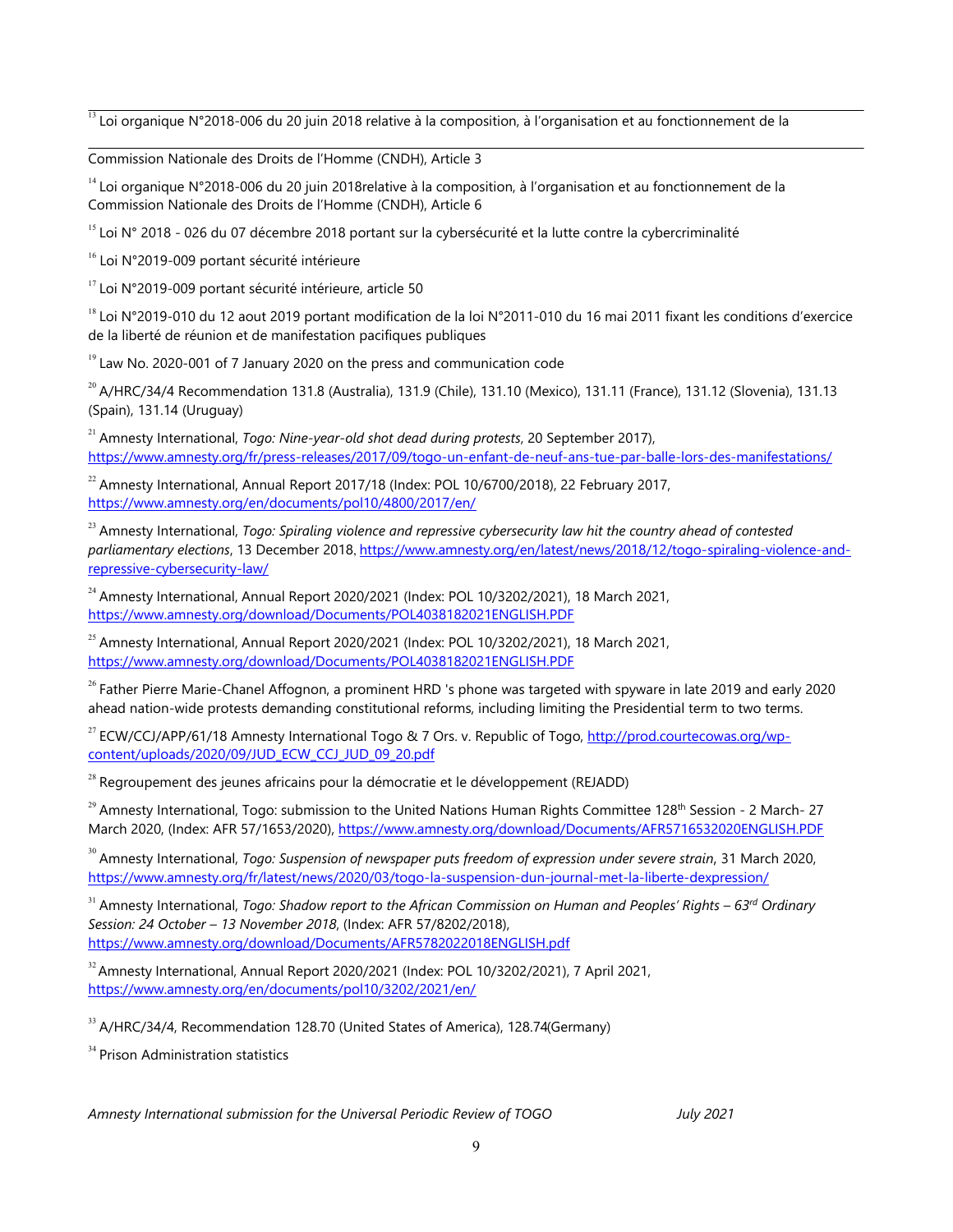[13] Loi organique N°2018-006 du 20 juin 2018 relative à la composition, à l'organisation et au fonctionnement de la Commission Nationale des Droits de l'Homme (CNDH), Article 3

[14] Loi organique N°2018-006 du 20 juin 2018relative à la composition, à l'organisation et au fonctionnement de la Commission Nationale des Droits de l'Homme (CNDH), Article 6

[15] Loi N° 2018 - 026 du 07 décembre 2018 portant sur la cybersécurité et la lutte contre la cybercriminalité

[16] Loi N°2019-009 portant sécurité intérieure

[17] Loi N°2019-009 portant sécurité intérieure, article 50

[18] Loi N°2019-010 du 12 aout 2019 portant modification de la loi N°2011-010 du 16 mai 2011 fixant les conditions d'exercice de la liberté de réunion et de manifestation pacifiques publiques

[19] Law No. 2020-001 of 7 January 2020 on the press and communication code

[20] A/HRC/34/4 Recommendation 131.8 (Australia), 131.9 (Chile), 131.10 (Mexico), 131.11 (France), 131.12 (Slovenia), 131.13 (Spain), 131.14 (Uruguay)

[21] Amnesty International, *Togo: Nine-year-old shot dead during protests*, 20 September 2017), https://www.amnesty.org/fr/press-releases/2017/09/togo-un-enfant-de-neuf-ans-tue-par-balle-lors-des-manifestations/

[22] Amnesty International, Annual Report 2017/18 (Index: POL 10/6700/2018), 22 February 2017, https://www.amnesty.org/en/documents/pol10/4800/2017/en/

[23] Amnesty International, *Togo: Spiraling violence and repressive cybersecurity law hit the country ahead of contested parliamentary elections*, 13 December 2018, https://www.amnesty.org/en/latest/news/2018/12/togo-spiraling-violence-and-repressive-cybersecurity-law/

[24] Amnesty International, Annual Report 2020/2021 (Index: POL 10/3202/2021), 18 March 2021, https://www.amnesty.org/download/Documents/POL4038182021ENGLISH.PDF

[25] Amnesty International, Annual Report 2020/2021 (Index: POL 10/3202/2021), 18 March 2021, https://www.amnesty.org/download/Documents/POL4038182021ENGLISH.PDF

[26] Father Pierre Marie-Chanel Affognon, a prominent HRD 's phone was targeted with spyware in late 2019 and early 2020 ahead nation-wide protests demanding constitutional reforms, including limiting the Presidential term to two terms.

[27] ECW/CCJ/APP/61/18 Amnesty International Togo & 7 Ors. v. Republic of Togo, http://prod.courtecowas.org/wp-content/uploads/2020/09/JUD_ECW_CCJ_JUD_09_20.pdf

[28] Regroupement des jeunes africains pour la démocratie et le développement (REJADD)

[29] Amnesty International, Togo: submission to the United Nations Human Rights Committee 128th Session - 2 March- 27 March 2020, (Index: AFR 57/1653/2020), https://www.amnesty.org/download/Documents/AFR5716532020ENGLISH.PDF

[30] Amnesty International, *Togo: Suspension of newspaper puts freedom of expression under severe strain*, 31 March 2020, https://www.amnesty.org/fr/latest/news/2020/03/togo-la-suspension-dun-journal-met-la-liberte-dexpression/

[31] Amnesty International, *Togo: Shadow report to the African Commission on Human and Peoples' Rights – 63rd Ordinary Session: 24 October – 13 November 2018*, (Index: AFR 57/8202/2018), https://www.amnesty.org/download/Documents/AFR5782022018ENGLISH.pdf

[32] Amnesty International, Annual Report 2020/2021 (Index: POL 10/3202/2021), 7 April 2021, https://www.amnesty.org/en/documents/pol10/3202/2021/en/

[33] A/HRC/34/4, Recommendation 128.70 (United States of America), 128.74(Germany)

[34] Prison Administration statistics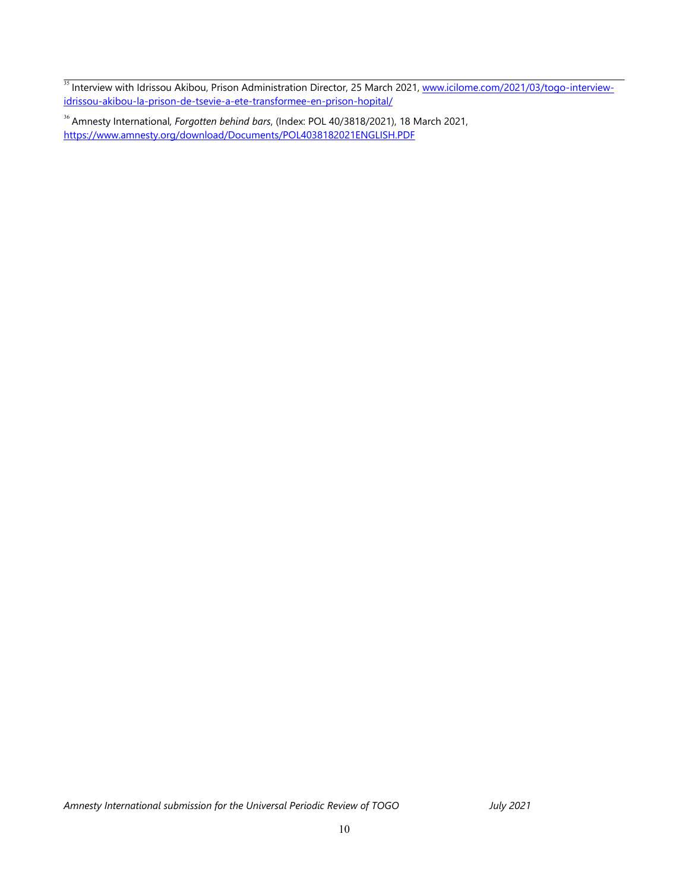[35] Interview with Idrissou Akibou, Prison Administration Director, 25 March 2021, www.icilome.com/2021/03/togo-interview-idrissou-akibou-la-prison-de-tsevie-a-ete-transformee-en-prison-hopital/

[36] Amnesty International, *Forgotten behind bars*, (Index: POL 40/3818/2021), 18 March 2021, https://www.amnesty.org/download/Documents/POL4038182021ENGLISH.PDF